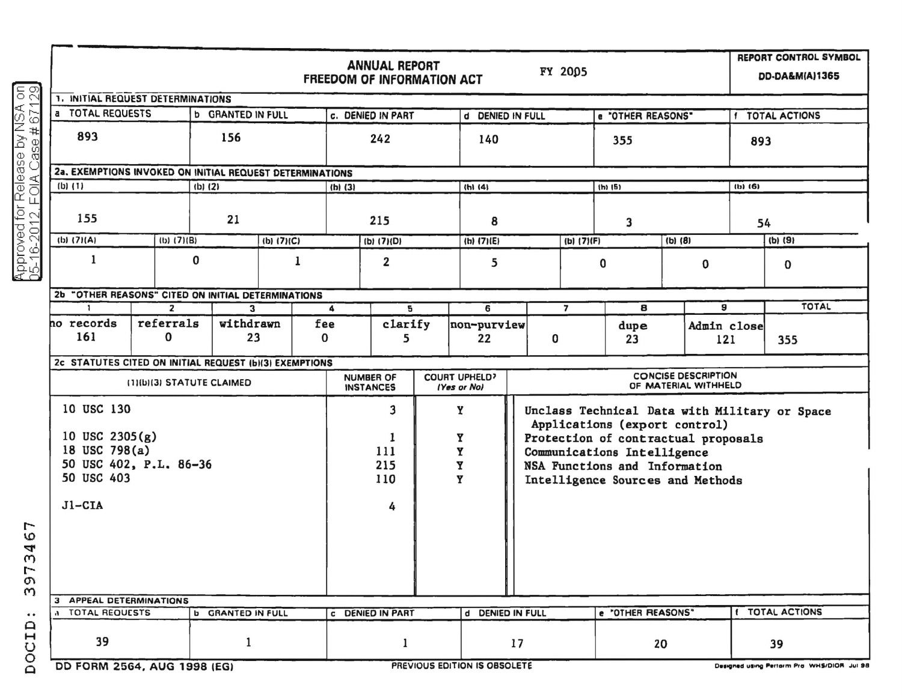# ANNUAL REPORT FREEDOM OF INFORMATION ACT

FY 2005

REPORT CONTROL SYMBOL DD-DA&M(A)1365

## 1. INITIAL REQUEST DETERMINATIONS

| a TOTAL REQUESTS | b GRANTED IN FULL | c. DENIED IN PART | d DENIED IN FULL | e "OTHER REASONS" | f TOTAL ACTIONS |
|---|---|---|---|---|---|
| 893 | 156 | 242 | 140 | 355 | 893 |

## 2a. EXEMPTIONS INVOKED ON INITIAL REQUEST DETERMINATIONS

| (b) (1) | (b) (2) | (b) (3) | (b) (4) | (b) (5) | (b) (6) |
|---|---|---|---|---|---|
| 155 | 21 | 215 | 8 | 3 | 54 |

| (b) (7)(A) | (b) (7)(B) | (b) (7)(C) | (b) (7)(D) | (b) (7)(E) | (b) (7)(F) | (b) (8) | (b) (9) |
|---|---|---|---|---|---|---|---|
| 1 | 0 | 1 | 2 | 5 | 0 | 0 | 0 |

## 2b "OTHER REASONS" CITED ON INITIAL DETERMINATIONS

| 1 | 2 | 3 | 4 | 5 | 6 | 7 | 8 | 9 | TOTAL |
|---|---|---|---|---|---|---|---|---|---|
| no records 161 | referrals 0 | withdrawn 23 | fee 0 | clarify 5 | non-purview 22 | 0 | dupe 23 | Admin close 121 | 355 |

## 2c STATUTES CITED ON INITIAL REQUEST (b)(3) EXEMPTIONS

| (1)(b)(3) STATUTE CLAIMED | NUMBER OF INSTANCES | COURT UPHELD? (Yes or No) | CONCISE DESCRIPTION OF MATERIAL WITHHELD |
|---|---|---|---|
| 10 USC 130 | 3 | Y | Unclass Technical Data with Military or Space Applications (export control) |
| 10 USC 2305(g) | 1 | Y | Protection of contractual proposals |
| 18 USC 798(a) | 111 | Y | Communications Intelligence |
| 50 USC 402, P.L. 86-36 | 215 | Y | NSA Functions and Information |
| 50 USC 403 | 110 | Y | Intelligence Sources and Methods |
| J1-CIA | 4 | | |

## 3 APPEAL DETERMINATIONS

| a TOTAL REQUESTS | b GRANTED IN FULL | c DENIED IN PART | d DENIED IN FULL | e "OTHER REASONS" | f TOTAL ACTIONS |
|---|---|---|---|---|---|
| 39 | 1 | 1 | 17 | 20 | 39 |

DD FORM 2564, AUG 1998 (EG) PREVIOUS EDITION IS OBSOLETE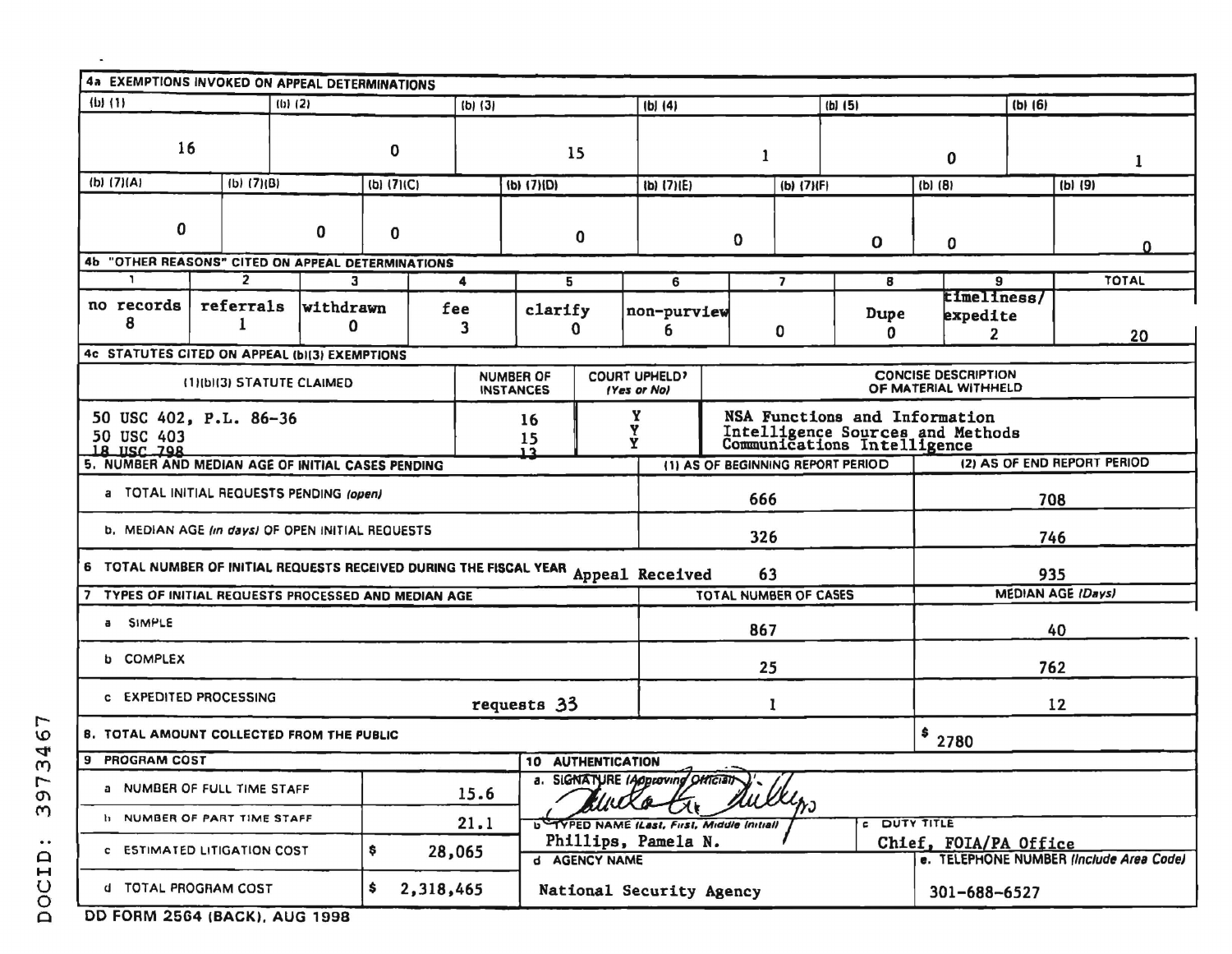## 4a EXEMPTIONS INVOKED ON APPEAL DETERMINATIONS

| (b) (1) | (b) (2) | (b) (3) | (b) (4) | (b) (5) | (b) (6) |
|---|---|---|---|---|---|
| 16 | 0 | 15 | 1 | 0 | 1 |

| (b) (7)(A) | (b) (7)(B) | (b) (7)(C) | (b) (7)(D) | (b) (7)(E) | (b) (7)(F) | (b) (8) | (b) (9) |
|---|---|---|---|---|---|---|---|
| 0 | 0 | 0 | 0 | 0 | 0 | 0 | 0 |

## 4b "OTHER REASONS" CITED ON APPEAL DETERMINATIONS

| 1 | 2 | 3 | 4 | 5 | 6 | 7 | 8 | 9 | TOTAL |
|---|---|---|---|---|---|---|---|---|---|
| no records 8 | referrals 1 | withdrawn 0 | fee 3 | clarify 0 | non-purview 6 | 0 | Dupe 0 | timeliness/ expedite 2 | 20 |

## 4c STATUTES CITED ON APPEAL (b)(3) EXEMPTIONS

| (1) (b)(3) STATUTE CLAIMED | NUMBER OF INSTANCES | COURT UPHELD? (Yes or No) | CONCISE DESCRIPTION OF MATERIAL WITHHELD |
|---|---|---|---|
| 50 USC 402, P.L. 86-36 | 16 | Y | NSA Functions and Information |
| 50 USC 403 | 15 | Y | Intelligence Sources and Methods |
| 18 USC 798 | 13 | Y | Communications Intelligence |

## 5. NUMBER AND MEDIAN AGE OF INITIAL CASES PENDING

| | (1) AS OF BEGINNING REPORT PERIOD | (2) AS OF END REPORT PERIOD |
|---|---|---|
| a TOTAL INITIAL REQUESTS PENDING *(open)* | 666 | 708 |
| b. MEDIAN AGE *(in days)* OF OPEN INITIAL REQUESTS | 326 | 746 |
| 6 TOTAL NUMBER OF INITIAL REQUESTS RECEIVED DURING THE FISCAL YEAR — Appeal Received | 63 | 935 |

## 7 TYPES OF INITIAL REQUESTS PROCESSED AND MEDIAN AGE

| | TOTAL NUMBER OF CASES | MEDIAN AGE *(Days)* |
|---|---|---|
| a SIMPLE | 867 | 40 |
| b COMPLEX | 25 | 762 |
| c EXPEDITED PROCESSING — requests 33 | 1 | 12 |

8. TOTAL AMOUNT COLLECTED FROM THE PUBLIC $ 2780

## 9 PROGRAM COST

| | |
|---|---|
| a NUMBER OF FULL TIME STAFF | 15.6 |
| b NUMBER OF PART TIME STAFF | 21.1 |
| c ESTIMATED LITIGATION COST | $ 28,065 |
| d TOTAL PROGRAM COST | $ 2,318,465 |

## 10 AUTHENTICATION

a. SIGNATURE *(Approving Official)*: [signature]

b TYPED NAME *(Last, First, Middle Initial)*: Phillips, Pamela N.

c DUTY TITLE: Chief, FOIA/PA Office

d AGENCY NAME: National Security Agency

e. TELEPHONE NUMBER *(Include Area Code)*: 301-688-6527

DD FORM 2564 (BACK), AUG 1998

DOCID: 3973467